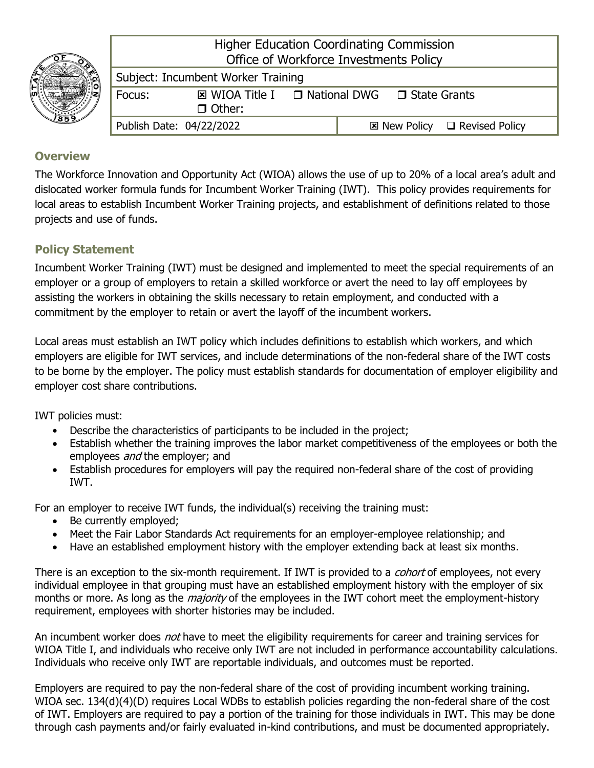| Higher Education Coordinating Commission<br>Office of Workforce Investments Policy | | |
|---|---|---|
| Subject: Incumbent Worker Training | | |
| Focus: | ☒ WIOA Title I ❒ National DWG ❒ State Grants ❒ Other: | |
| Publish Date: 04/22/2022 | | ☒ New Policy ❑ Revised Policy |

## Overview

The Workforce Innovation and Opportunity Act (WIOA) allows the use of up to 20% of a local area's adult and dislocated worker formula funds for Incumbent Worker Training (IWT). This policy provides requirements for local areas to establish Incumbent Worker Training projects, and establishment of definitions related to those projects and use of funds.

## Policy Statement

Incumbent Worker Training (IWT) must be designed and implemented to meet the special requirements of an employer or a group of employers to retain a skilled workforce or avert the need to lay off employees by assisting the workers in obtaining the skills necessary to retain employment, and conducted with a commitment by the employer to retain or avert the layoff of the incumbent workers.

Local areas must establish an IWT policy which includes definitions to establish which workers, and which employers are eligible for IWT services, and include determinations of the non-federal share of the IWT costs to be borne by the employer. The policy must establish standards for documentation of employer eligibility and employer cost share contributions.

IWT policies must:

- Describe the characteristics of participants to be included in the project;
- Establish whether the training improves the labor market competitiveness of the employees or both the employees *and* the employer; and
- Establish procedures for employers will pay the required non-federal share of the cost of providing IWT.

For an employer to receive IWT funds, the individual(s) receiving the training must:

- Be currently employed;
- Meet the Fair Labor Standards Act requirements for an employer-employee relationship; and
- Have an established employment history with the employer extending back at least six months.

There is an exception to the six-month requirement. If IWT is provided to a *cohort* of employees, not every individual employee in that grouping must have an established employment history with the employer of six months or more. As long as the *majority* of the employees in the IWT cohort meet the employment-history requirement, employees with shorter histories may be included.

An incumbent worker does *not* have to meet the eligibility requirements for career and training services for WIOA Title I, and individuals who receive only IWT are not included in performance accountability calculations. Individuals who receive only IWT are reportable individuals, and outcomes must be reported.

Employers are required to pay the non-federal share of the cost of providing incumbent working training. WIOA sec. 134(d)(4)(D) requires Local WDBs to establish policies regarding the non-federal share of the cost of IWT. Employers are required to pay a portion of the training for those individuals in IWT. This may be done through cash payments and/or fairly evaluated in-kind contributions, and must be documented appropriately.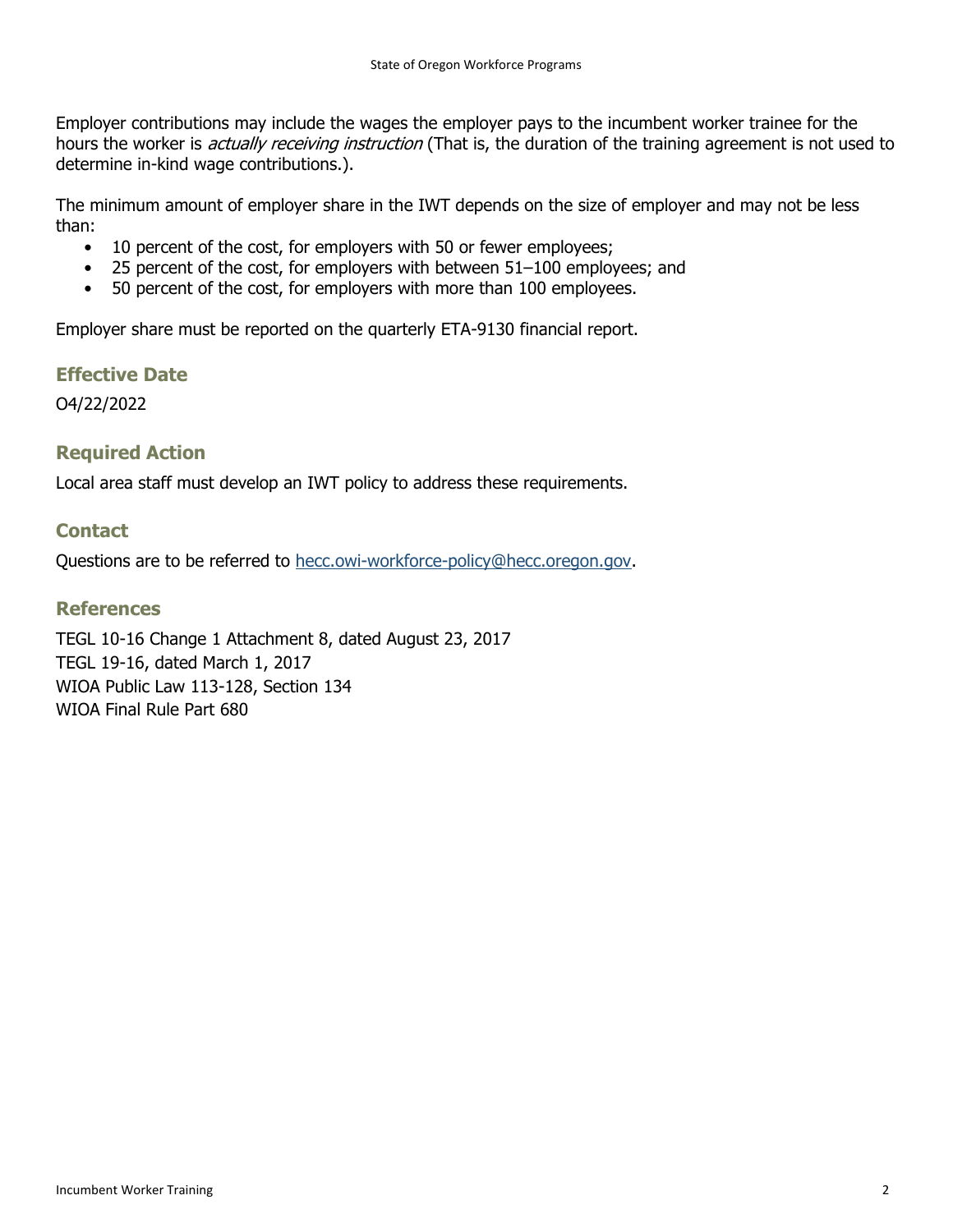Employer contributions may include the wages the employer pays to the incumbent worker trainee for the hours the worker is *actually receiving instruction* (That is, the duration of the training agreement is not used to determine in-kind wage contributions.).

The minimum amount of employer share in the IWT depends on the size of employer and may not be less than:

- 10 percent of the cost, for employers with 50 or fewer employees;
- 25 percent of the cost, for employers with between 51–100 employees; and
- 50 percent of the cost, for employers with more than 100 employees.

Employer share must be reported on the quarterly ETA-9130 financial report.

## Effective Date

O4/22/2022

## Required Action

Local area staff must develop an IWT policy to address these requirements.

## Contact

Questions are to be referred to hecc.owi-workforce-policy@hecc.oregon.gov.

## References

TEGL 10-16 Change 1 Attachment 8, dated August 23, 2017
TEGL 19-16, dated March 1, 2017
WIOA Public Law 113-128, Section 134
WIOA Final Rule Part 680